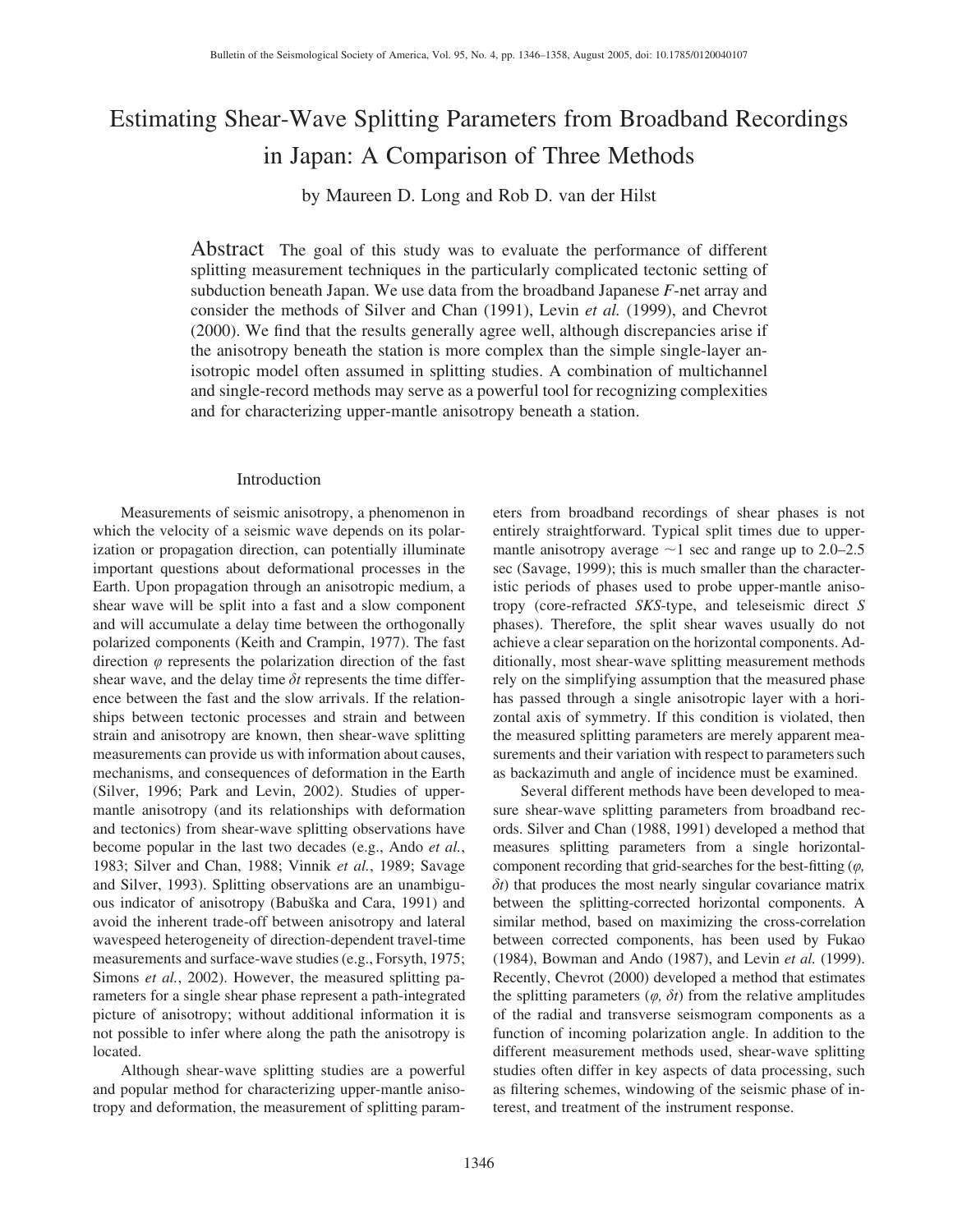# Estimating Shear-Wave Splitting Parameters from Broadband Recordings in Japan: A Comparison of Three Methods

by Maureen D. Long and Rob D. van der Hilst

**Abstract** The goal of this study was to evaluate the performance of different splitting measurement techniques in the particularly complicated tectonic setting of subduction beneath Japan. We use data from the broadband Japanese *F*-net array and consider the methods of Silver and Chan (1991), Levin *et al.* (1999), and Chevrot (2000). We find that the results generally agree well, although discrepancies arise if the anisotropy beneath the station is more complex than the simple single-layer anisotropic model often assumed in splitting studies. A combination of multichannel and single-record methods may serve as a powerful tool for recognizing complexities and for characterizing upper-mantle anisotropy beneath a station.

## Introduction

Measurements of seismic anisotropy, a phenomenon in which the velocity of a seismic wave depends on its polarization or propagation direction, can potentially illuminate important questions about deformational processes in the Earth. Upon propagation through an anisotropic medium, a shear wave will be split into a fast and a slow component and will accumulate a delay time between the orthogonally polarized components (Keith and Crampin, 1977). The fast direction $\varphi$ represents the polarization direction of the fast shear wave, and the delay time $\delta t$ represents the time difference between the fast and the slow arrivals. If the relationships between tectonic processes and strain and between strain and anisotropy are known, then shear-wave splitting measurements can provide us with information about causes, mechanisms, and consequences of deformation in the Earth (Silver, 1996; Park and Levin, 2002). Studies of upper-mantle anisotropy (and its relationships with deformation and tectonics) from shear-wave splitting observations have become popular in the last two decades (e.g., Ando *et al.*, 1983; Silver and Chan, 1988; Vinnik *et al.*, 1989; Savage and Silver, 1993). Splitting observations are an unambiguous indicator of anisotropy (Babuška and Cara, 1991) and avoid the inherent trade-off between anisotropy and lateral wavespeed heterogeneity of direction-dependent travel-time measurements and surface-wave studies (e.g., Forsyth, 1975; Simons *et al.*, 2002). However, the measured splitting parameters for a single shear phase represent a path-integrated picture of anisotropy; without additional information it is not possible to infer where along the path the anisotropy is located.

Although shear-wave splitting studies are a powerful and popular method for characterizing upper-mantle anisotropy and deformation, the measurement of splitting parameters from broadband recordings of shear phases is not entirely straightforward. Typical split times due to upper-mantle anisotropy average ~1 sec and range up to 2.0–2.5 sec (Savage, 1999); this is much smaller than the characteristic periods of phases used to probe upper-mantle anisotropy (core-refracted *SKS*-type, and teleseismic direct *S* phases). Therefore, the split shear waves usually do not achieve a clear separation on the horizontal components. Additionally, most shear-wave splitting measurement methods rely on the simplifying assumption that the measured phase has passed through a single anisotropic layer with a horizontal axis of symmetry. If this condition is violated, then the measured splitting parameters are merely apparent measurements and their variation with respect to parameters such as backazimuth and angle of incidence must be examined.

Several different methods have been developed to measure shear-wave splitting parameters from broadband records. Silver and Chan (1988, 1991) developed a method that measures splitting parameters from a single horizontal-component recording that grid-searches for the best-fitting ($\varphi$, $\delta t$) that produces the most nearly singular covariance matrix between the splitting-corrected horizontal components. A similar method, based on maximizing the cross-correlation between corrected components, has been used by Fukao (1984), Bowman and Ando (1987), and Levin *et al.* (1999). Recently, Chevrot (2000) developed a method that estimates the splitting parameters ($\varphi$, $\delta t$) from the relative amplitudes of the radial and transverse seismogram components as a function of incoming polarization angle. In addition to the different measurement methods used, shear-wave splitting studies often differ in key aspects of data processing, such as filtering schemes, windowing of the seismic phase of interest, and treatment of the instrument response.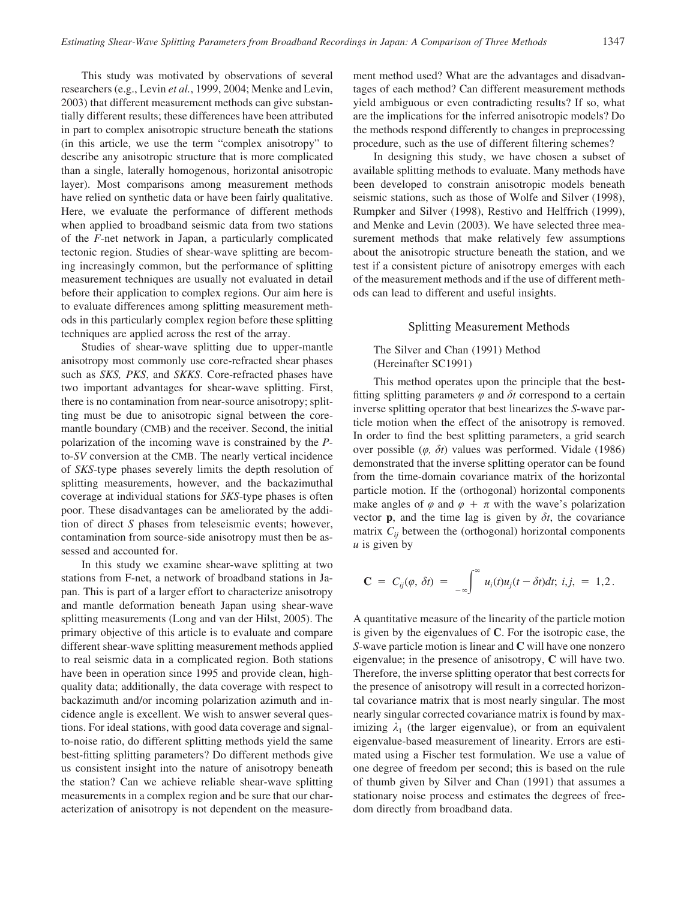This study was motivated by observations of several researchers (e.g., Levin *et al.*, 1999, 2004; Menke and Levin, 2003) that different measurement methods can give substantially different results; these differences have been attributed in part to complex anisotropic structure beneath the stations (in this article, we use the term "complex anisotropy" to describe any anisotropic structure that is more complicated than a single, laterally homogenous, horizontal anisotropic layer). Most comparisons among measurement methods have relied on synthetic data or have been fairly qualitative. Here, we evaluate the performance of different methods when applied to broadband seismic data from two stations of the *F*-net network in Japan, a particularly complicated tectonic region. Studies of shear-wave splitting are becoming increasingly common, but the performance of splitting measurement techniques are usually not evaluated in detail before their application to complex regions. Our aim here is to evaluate differences among splitting measurement methods in this particularly complex region before these splitting techniques are applied across the rest of the array.

Studies of shear-wave splitting due to upper-mantle anisotropy most commonly use core-refracted shear phases such as *SKS, PKS*, and *SKKS*. Core-refracted phases have two important advantages for shear-wave splitting. First, there is no contamination from near-source anisotropy; splitting must be due to anisotropic signal between the core-mantle boundary (CMB) and the receiver. Second, the initial polarization of the incoming wave is constrained by the *P*-to-*SV* conversion at the CMB. The nearly vertical incidence of *SKS*-type phases severely limits the depth resolution of splitting measurements, however, and the backazimuthal coverage at individual stations for *SKS*-type phases is often poor. These disadvantages can be ameliorated by the addition of direct *S* phases from teleseismic events; however, contamination from source-side anisotropy must then be assessed and accounted for.

In this study we examine shear-wave splitting at two stations from F-net, a network of broadband stations in Japan. This is part of a larger effort to characterize anisotropy and mantle deformation beneath Japan using shear-wave splitting measurements (Long and van der Hilst, 2005). The primary objective of this article is to evaluate and compare different shear-wave splitting measurement methods applied to real seismic data in a complicated region. Both stations have been in operation since 1995 and provide clean, high-quality data; additionally, the data coverage with respect to backazimuth and/or incoming polarization azimuth and incidence angle is excellent. We wish to answer several questions. For ideal stations, with good data coverage and signal-to-noise ratio, do different splitting methods yield the same best-fitting splitting parameters? Do different methods give us consistent insight into the nature of anisotropy beneath the station? Can we achieve reliable shear-wave splitting measurements in a complex region and be sure that our characterization of anisotropy is not dependent on the measurement method used? What are the advantages and disadvantages of each method? Can different measurement methods yield ambiguous or even contradicting results? If so, what are the implications for the inferred anisotropic models? Do the methods respond differently to changes in preprocessing procedure, such as the use of different filtering schemes?

In designing this study, we have chosen a subset of available splitting methods to evaluate. Many methods have been developed to constrain anisotropic models beneath seismic stations, such as those of Wolfe and Silver (1998), Rumpker and Silver (1998), Restivo and Helffrich (1999), and Menke and Levin (2003). We have selected three measurement methods that make relatively few assumptions about the anisotropic structure beneath the station, and we test if a consistent picture of anisotropy emerges with each of the measurement methods and if the use of different methods can lead to different and useful insights.

## Splitting Measurement Methods

### The Silver and Chan (1991) Method (Hereinafter SC1991)

This method operates upon the principle that the best-fitting splitting parameters $\varphi$ and $\delta t$ correspond to a certain inverse splitting operator that best linearizes the *S*-wave particle motion when the effect of the anisotropy is removed. In order to find the best splitting parameters, a grid search over possible $(\varphi, \delta t)$ values was performed. Vidale (1986) demonstrated that the inverse splitting operator can be found from the time-domain covariance matrix of the horizontal particle motion. If the (orthogonal) horizontal components make angles of $\varphi$ and $\varphi + \pi$ with the wave's polarization vector $\mathbf{p}$, and the time lag is given by $\delta t$, the covariance matrix $C_{ij}$ between the (orthogonal) horizontal components $u$ is given by

$$\mathbf{C} = C_{ij}(\varphi, \delta t) = \int_{-\infty}^{\infty} u_i(t) u_j(t - \delta t) dt; \; i,j, = 1,2 .$$

A quantitative measure of the linearity of the particle motion is given by the eigenvalues of $\mathbf{C}$. For the isotropic case, the *S*-wave particle motion is linear and $\mathbf{C}$ will have one nonzero eigenvalue; in the presence of anisotropy, $\mathbf{C}$ will have two. Therefore, the inverse splitting operator that best corrects for the presence of anisotropy will result in a corrected horizontal covariance matrix that is most nearly singular. The most nearly singular corrected covariance matrix is found by maximizing $\lambda_1$ (the larger eigenvalue), or from an equivalent eigenvalue-based measurement of linearity. Errors are estimated using a Fischer test formulation. We use a value of one degree of freedom per second; this is based on the rule of thumb given by Silver and Chan (1991) that assumes a stationary noise process and estimates the degrees of freedom directly from broadband data.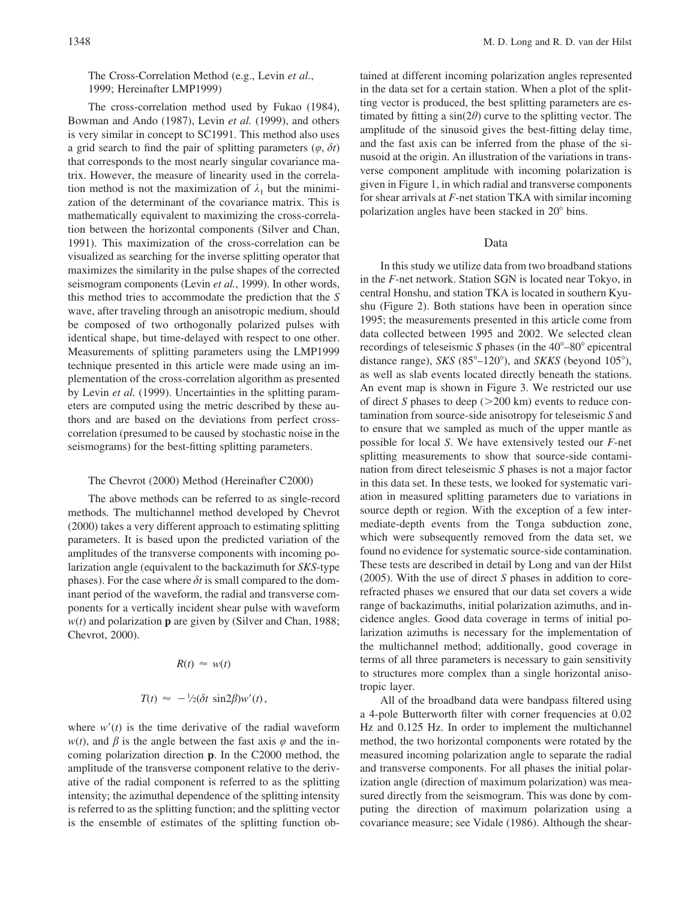### The Cross-Correlation Method (e.g., Levin *et al.*, 1999; Hereinafter LMP1999)

The cross-correlation method used by Fukao (1984), Bowman and Ando (1987), Levin *et al.* (1999), and others is very similar in concept to SC1991. This method also uses a grid search to find the pair of splitting parameters ($\varphi$, $\delta t$) that corresponds to the most nearly singular covariance matrix. However, the measure of linearity used in the correlation method is not the maximization of $\lambda_1$ but the minimization of the determinant of the covariance matrix. This is mathematically equivalent to maximizing the cross-correlation between the horizontal components (Silver and Chan, 1991). This maximization of the cross-correlation can be visualized as searching for the inverse splitting operator that maximizes the similarity in the pulse shapes of the corrected seismogram components (Levin *et al.*, 1999). In other words, this method tries to accommodate the prediction that the *S* wave, after traveling through an anisotropic medium, should be composed of two orthogonally polarized pulses with identical shape, but time-delayed with respect to one other. Measurements of splitting parameters using the LMP1999 technique presented in this article were made using an implementation of the cross-correlation algorithm as presented by Levin *et al.* (1999). Uncertainties in the splitting parameters are computed using the metric described by these authors and are based on the deviations from perfect cross-correlation (presumed to be caused by stochastic noise in the seismograms) for the best-fitting splitting parameters.

### The Chevrot (2000) Method (Hereinafter C2000)

The above methods can be referred to as single-record methods. The multichannel method developed by Chevrot (2000) takes a very different approach to estimating splitting parameters. It is based upon the predicted variation of the amplitudes of the transverse components with incoming polarization angle (equivalent to the backazimuth for *SKS*-type phases). For the case where $\delta t$ is small compared to the dominant period of the waveform, the radial and transverse components for a vertically incident shear pulse with waveform $w(t)$ and polarization $\mathbf{p}$ are given by (Silver and Chan, 1988; Chevrot, 2000).

$$R(t) \approx w(t)$$

$$T(t) \approx -\tfrac{1}{2}(\delta t \, \sin 2\beta) w'(t),$$

where $w'(t)$ is the time derivative of the radial waveform $w(t)$, and $\beta$ is the angle between the fast axis $\varphi$ and the incoming polarization direction $\mathbf{p}$. In the C2000 method, the amplitude of the transverse component relative to the derivative of the radial component is referred to as the splitting intensity; the azimuthal dependence of the splitting intensity is referred to as the splitting function; and the splitting vector is the ensemble of estimates of the splitting function obtained at different incoming polarization angles represented in the data set for a certain station. When a plot of the splitting vector is produced, the best splitting parameters are estimated by fitting a $\sin(2\theta)$ curve to the splitting vector. The amplitude of the sinusoid gives the best-fitting delay time, and the fast axis can be inferred from the phase of the sinusoid at the origin. An illustration of the variations in transverse component amplitude with incoming polarization is given in Figure 1, in which radial and transverse components for shear arrivals at *F*-net station TKA with similar incoming polarization angles have been stacked in 20° bins.

## Data

In this study we utilize data from two broadband stations in the *F*-net network. Station SGN is located near Tokyo, in central Honshu, and station TKA is located in southern Kyushu (Figure 2). Both stations have been in operation since 1995; the measurements presented in this article come from data collected between 1995 and 2002. We selected clean recordings of teleseismic *S* phases (in the 40°–80° epicentral distance range), *SKS* (85°–120°), and *SKKS* (beyond 105°), as well as slab events located directly beneath the stations. An event map is shown in Figure 3. We restricted our use of direct *S* phases to deep (>200 km) events to reduce contamination from source-side anisotropy for teleseismic *S* and to ensure that we sampled as much of the upper mantle as possible for local *S*. We have extensively tested our *F*-net splitting measurements to show that source-side contamination from direct teleseismic *S* phases is not a major factor in this data set. In these tests, we looked for systematic variation in measured splitting parameters due to variations in source depth or region. With the exception of a few intermediate-depth events from the Tonga subduction zone, which were subsequently removed from the data set, we found no evidence for systematic source-side contamination. These tests are described in detail by Long and van der Hilst (2005). With the use of direct *S* phases in addition to core-refracted phases we ensured that our data set covers a wide range of backazimuths, initial polarization azimuths, and incidence angles. Good data coverage in terms of initial polarization azimuths is necessary for the implementation of the multichannel method; additionally, good coverage in terms of all three parameters is necessary to gain sensitivity to structures more complex than a single horizontal anisotropic layer.

All of the broadband data were bandpass filtered using a 4-pole Butterworth filter with corner frequencies at 0.02 Hz and 0.125 Hz. In order to implement the multichannel method, the two horizontal components were rotated by the measured incoming polarization angle to separate the radial and transverse components. For all phases the initial polarization angle (direction of maximum polarization) was measured directly from the seismogram. This was done by computing the direction of maximum polarization using a covariance measure; see Vidale (1986). Although the shear-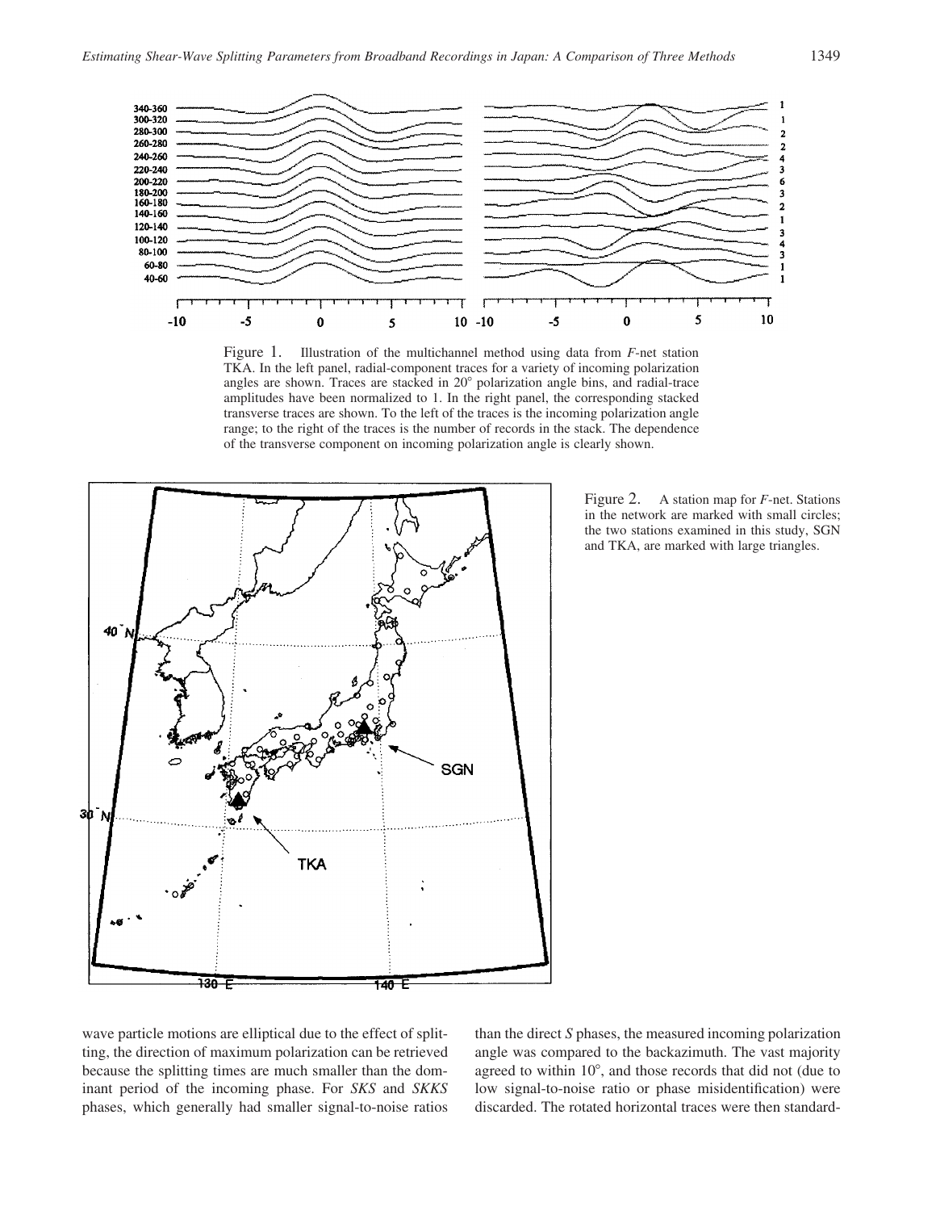Figure 1. Illustration of the multichannel method using data from *F*-net station TKA. In the left panel, radial-component traces for a variety of incoming polarization angles are shown. Traces are stacked in 20° polarization angle bins, and radial-trace amplitudes have been normalized to 1. In the right panel, the corresponding stacked transverse traces are shown. To the left of the traces is the incoming polarization angle range; to the right of the traces is the number of records in the stack. The dependence of the transverse component on incoming polarization angle is clearly shown.

Figure 2. A station map for *F*-net. Stations in the network are marked with small circles; the two stations examined in this study, SGN and TKA, are marked with large triangles.

wave particle motions are elliptical due to the effect of splitting, the direction of maximum polarization can be retrieved because the splitting times are much smaller than the dominant period of the incoming phase. For *SKS* and *SKKS* phases, which generally had smaller signal-to-noise ratios than the direct *S* phases, the measured incoming polarization angle was compared to the backazimuth. The vast majority agreed to within 10°, and those records that did not (due to low signal-to-noise ratio or phase misidentification) were discarded. The rotated horizontal traces were then standard-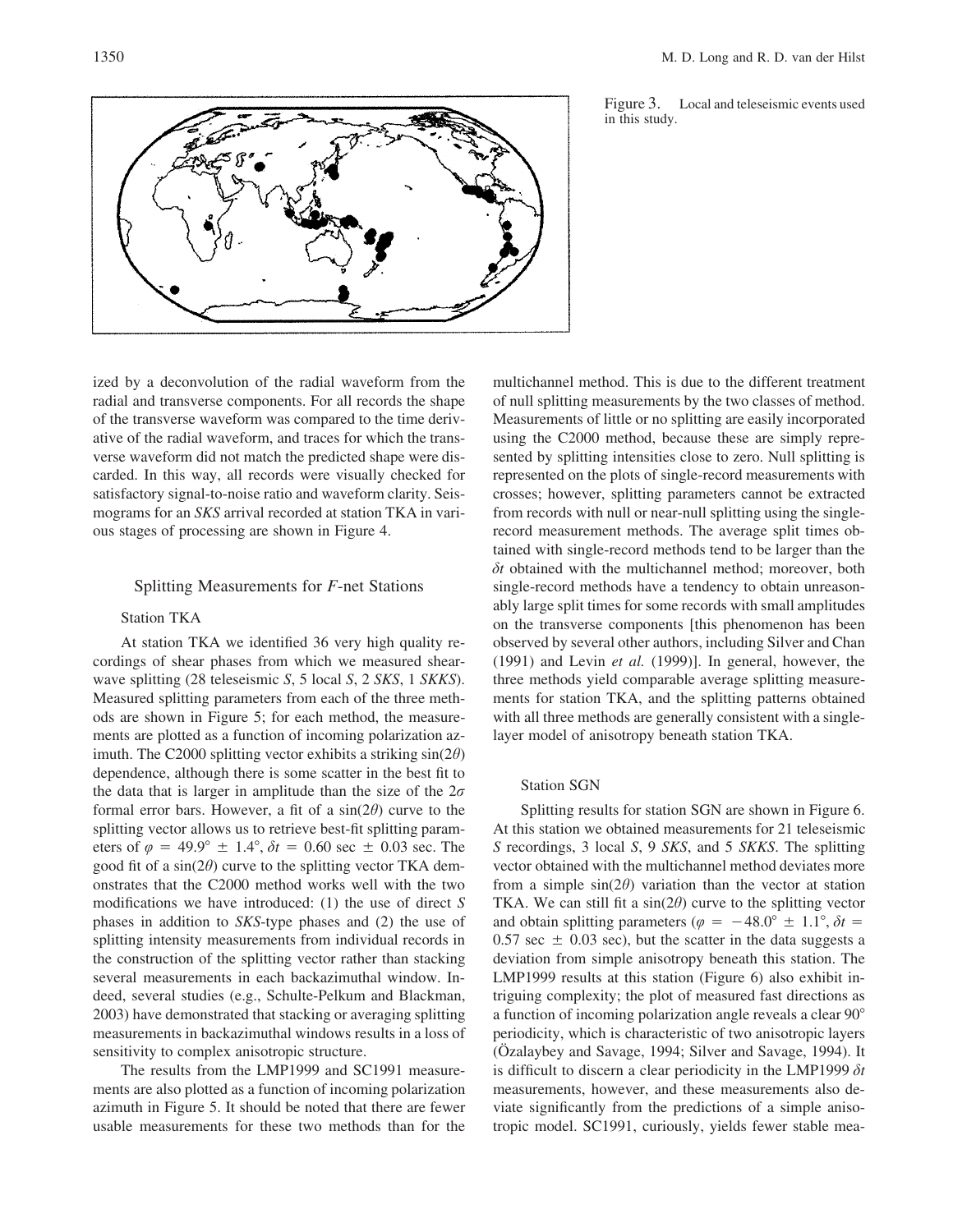Figure 3. Local and teleseismic events used in this study.

ized by a deconvolution of the radial waveform from the radial and transverse components. For all records the shape of the transverse waveform was compared to the time derivative of the radial waveform, and traces for which the transverse waveform did not match the predicted shape were discarded. In this way, all records were visually checked for satisfactory signal-to-noise ratio and waveform clarity. Seismograms for an *SKS* arrival recorded at station TKA in various stages of processing are shown in Figure 4.

## Splitting Measurements for *F*-net Stations

### Station TKA

At station TKA we identified 36 very high quality recordings of shear phases from which we measured shear-wave splitting (28 teleseismic *S*, 5 local *S*, 2 *SKS*, 1 *SKKS*). Measured splitting parameters from each of the three methods are shown in Figure 5; for each method, the measurements are plotted as a function of incoming polarization azimuth. The C2000 splitting vector exhibits a striking $\sin(2\theta)$ dependence, although there is some scatter in the best fit to the data that is larger in amplitude than the size of the $2\sigma$ formal error bars. However, a fit of a $\sin(2\theta)$ curve to the splitting vector allows us to retrieve best-fit splitting parameters of $\varphi = 49.9° \pm 1.4°$, $\delta t = 0.60$ sec $\pm$ 0.03 sec. The good fit of a $\sin(2\theta)$ curve to the splitting vector TKA demonstrates that the C2000 method works well with the two modifications we have introduced: (1) the use of direct *S* phases in addition to *SKS*-type phases and (2) the use of splitting intensity measurements from individual records in the construction of the splitting vector rather than stacking several measurements in each backazimuthal window. Indeed, several studies (e.g., Schulte-Pelkum and Blackman, 2003) have demonstrated that stacking or averaging splitting measurements in backazimuthal windows results in a loss of sensitivity to complex anisotropic structure.

The results from the LMP1999 and SC1991 measurements are also plotted as a function of incoming polarization azimuth in Figure 5. It should be noted that there are fewer usable measurements for these two methods than for the multichannel method. This is due to the different treatment of null splitting measurements by the two classes of method. Measurements of little or no splitting are easily incorporated using the C2000 method, because these are simply represented by splitting intensities close to zero. Null splitting is represented on the plots of single-record measurements with crosses; however, splitting parameters cannot be extracted from records with null or near-null splitting using the single-record measurement methods. The average split times obtained with single-record methods tend to be larger than the $\delta t$ obtained with the multichannel method; moreover, both single-record methods have a tendency to obtain unreasonably large split times for some records with small amplitudes on the transverse components [this phenomenon has been observed by several other authors, including Silver and Chan (1991) and Levin *et al.* (1999)]. In general, however, the three methods yield comparable average splitting measurements for station TKA, and the splitting patterns obtained with all three methods are generally consistent with a single-layer model of anisotropy beneath station TKA.

### Station SGN

Splitting results for station SGN are shown in Figure 6. At this station we obtained measurements for 21 teleseismic *S* recordings, 3 local *S*, 9 *SKS*, and 5 *SKKS*. The splitting vector obtained with the multichannel method deviates more from a simple $\sin(2\theta)$ variation than the vector at station TKA. We can still fit a $\sin(2\theta)$ curve to the splitting vector and obtain splitting parameters ($\varphi = -48.0° \pm 1.1°$, $\delta t =$ 0.57 sec $\pm$ 0.03 sec), but the scatter in the data suggests a deviation from simple anisotropy beneath this station. The LMP1999 results at this station (Figure 6) also exhibit intriguing complexity; the plot of measured fast directions as a function of incoming polarization angle reveals a clear 90° periodicity, which is characteristic of two anisotropic layers (Özalaybey and Savage, 1994; Silver and Savage, 1994). It is difficult to discern a clear periodicity in the LMP1999 $\delta t$ measurements, however, and these measurements also deviate significantly from the predictions of a simple anisotropic model. SC1991, curiously, yields fewer stable mea-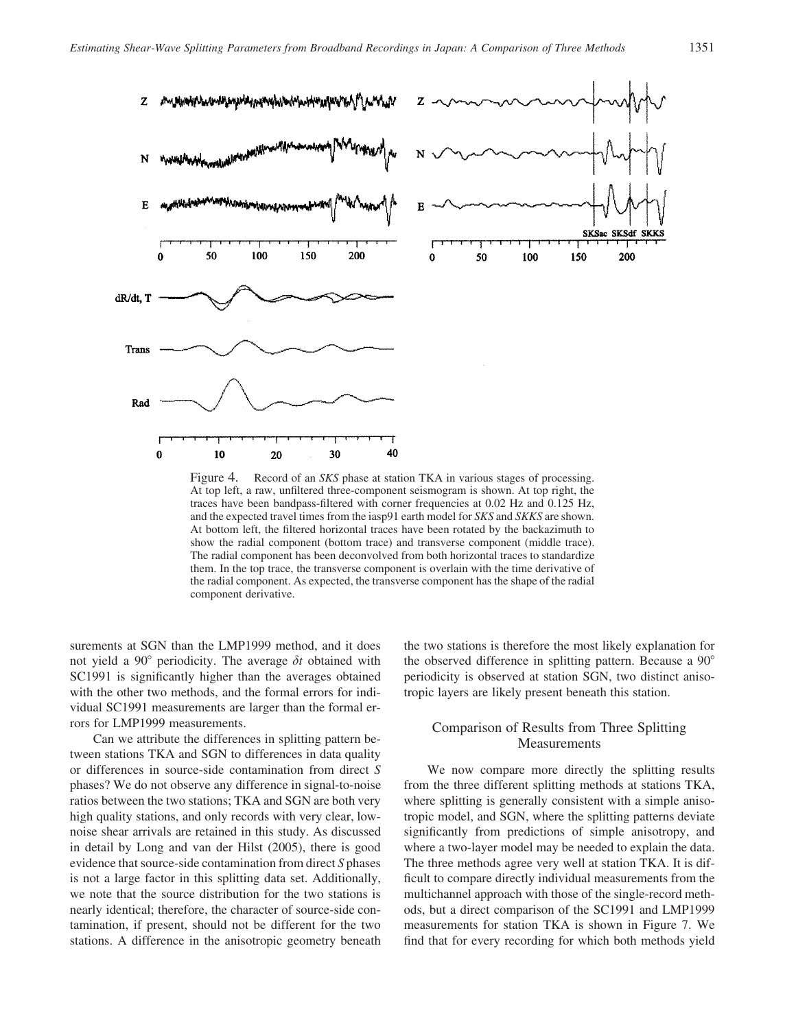Figure 4. Record of an *SKS* phase at station TKA in various stages of processing. At top left, a raw, unfiltered three-component seismogram is shown. At top right, the traces have been bandpass-filtered with corner frequencies at 0.02 Hz and 0.125 Hz, and the expected travel times from the iasp91 earth model for *SKS* and *SKKS* are shown. At bottom left, the filtered horizontal traces have been rotated by the backazimuth to show the radial component (bottom trace) and transverse component (middle trace). The radial component has been deconvolved from both horizontal traces to standardize them. In the top trace, the transverse component is overlain with the time derivative of the radial component. As expected, the transverse component has the shape of the radial component derivative.

surements at SGN than the LMP1999 method, and it does not yield a 90° periodicity. The average $\delta t$ obtained with SC1991 is significantly higher than the averages obtained with the other two methods, and the formal errors for individual SC1991 measurements are larger than the formal errors for LMP1999 measurements.

Can we attribute the differences in splitting pattern between stations TKA and SGN to differences in data quality or differences in source-side contamination from direct *S* phases? We do not observe any difference in signal-to-noise ratios between the two stations; TKA and SGN are both very high quality stations, and only records with very clear, low-noise shear arrivals are retained in this study. As discussed in detail by Long and van der Hilst (2005), there is good evidence that source-side contamination from direct *S* phases is not a large factor in this splitting data set. Additionally, we note that the source distribution for the two stations is nearly identical; therefore, the character of source-side contamination, if present, should not be different for the two stations. A difference in the anisotropic geometry beneath the two stations is therefore the most likely explanation for the observed difference in splitting pattern. Because a 90° periodicity is observed at station SGN, two distinct anisotropic layers are likely present beneath this station.

## Comparison of Results from Three Splitting Measurements

We now compare more directly the splitting results from the three different splitting methods at stations TKA, where splitting is generally consistent with a simple anisotropic model, and SGN, where the splitting patterns deviate significantly from predictions of simple anisotropy, and where a two-layer model may be needed to explain the data. The three methods agree very well at station TKA. It is difficult to compare directly individual measurements from the multichannel approach with those of the single-record methods, but a direct comparison of the SC1991 and LMP1999 measurements for station TKA is shown in Figure 7. We find that for every recording for which both methods yield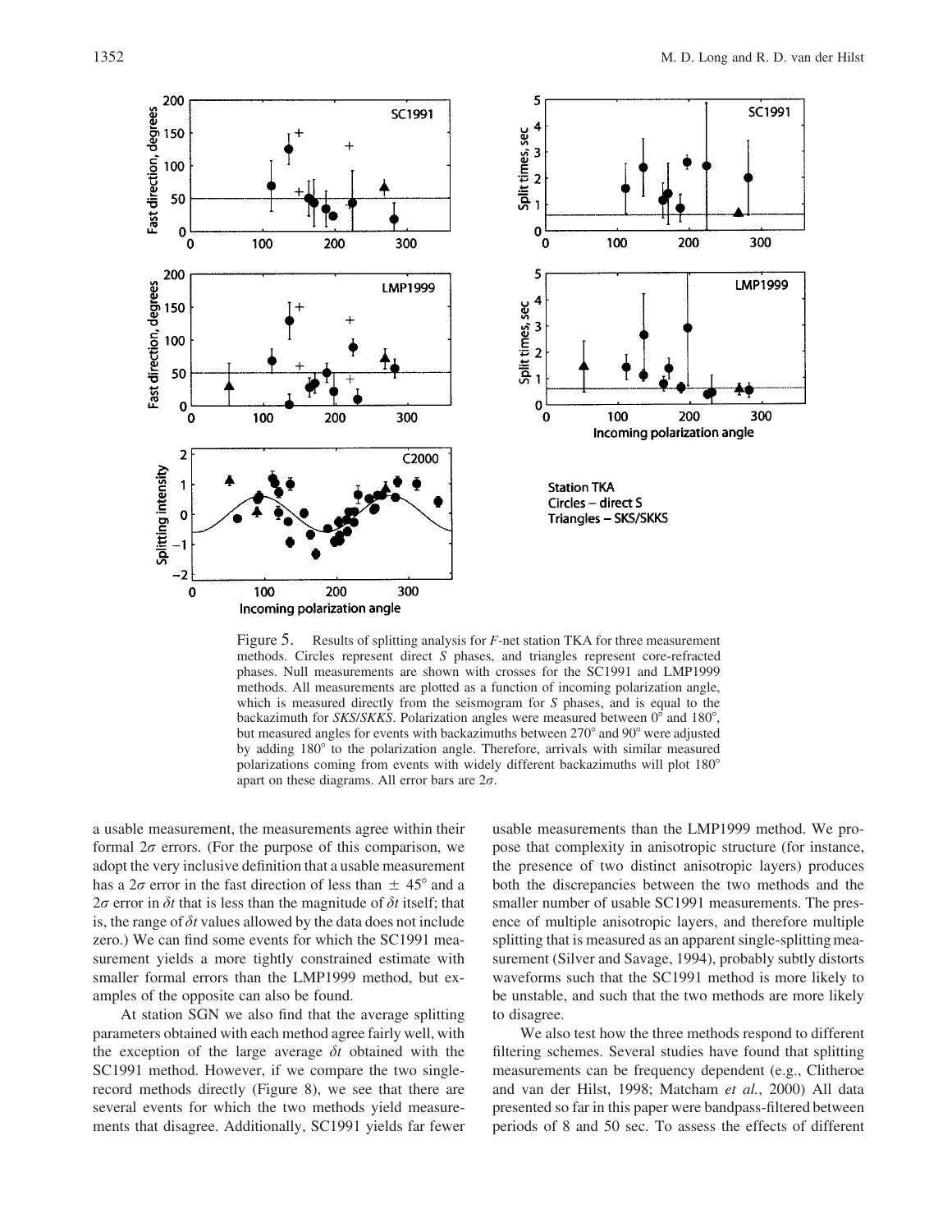Figure 5. Results of splitting analysis for *F*-net station TKA for three measurement methods. Circles represent direct *S* phases, and triangles represent core-refracted phases. Null measurements are shown with crosses for the SC1991 and LMP1999 methods. All measurements are plotted as a function of incoming polarization angle, which is measured directly from the seismogram for *S* phases, and is equal to the backazimuth for *SKS/SKKS*. Polarization angles were measured between 0° and 180°, but measured angles for events with backazimuths between 270° and 90° were adjusted by adding 180° to the polarization angle. Therefore, arrivals with similar measured polarizations coming from events with widely different backazimuths will plot 180° apart on these diagrams. All error bars are $2\sigma$.

a usable measurement, the measurements agree within their formal $2\sigma$ errors. (For the purpose of this comparison, we adopt the very inclusive definition that a usable measurement has a $2\sigma$ error in the fast direction of less than $\pm$ 45° and a $2\sigma$ error in $\delta t$ that is less than the magnitude of $\delta t$ itself; that is, the range of $\delta t$ values allowed by the data does not include zero.) We can find some events for which the SC1991 measurement yields a more tightly constrained estimate with smaller formal errors than the LMP1999 method, but examples of the opposite can also be found.

At station SGN we also find that the average splitting parameters obtained with each method agree fairly well, with the exception of the large average $\delta t$ obtained with the SC1991 method. However, if we compare the two single-record methods directly (Figure 8), we see that there are several events for which the two methods yield measurements that disagree. Additionally, SC1991 yields far fewer usable measurements than the LMP1999 method. We propose that complexity in anisotropic structure (for instance, the presence of two distinct anisotropic layers) produces both the discrepancies between the two methods and the smaller number of usable SC1991 measurements. The presence of multiple anisotropic layers, and therefore multiple splitting that is measured as an apparent single-splitting measurement (Silver and Savage, 1994), probably subtly distorts waveforms such that the SC1991 method is more likely to be unstable, and such that the two methods are more likely to disagree.

We also test how the three methods respond to different filtering schemes. Several studies have found that splitting measurements can be frequency dependent (e.g., Clitheroe and van der Hilst, 1998; Matcham *et al.*, 2000) All data presented so far in this paper were bandpass-filtered between periods of 8 and 50 sec. To assess the effects of different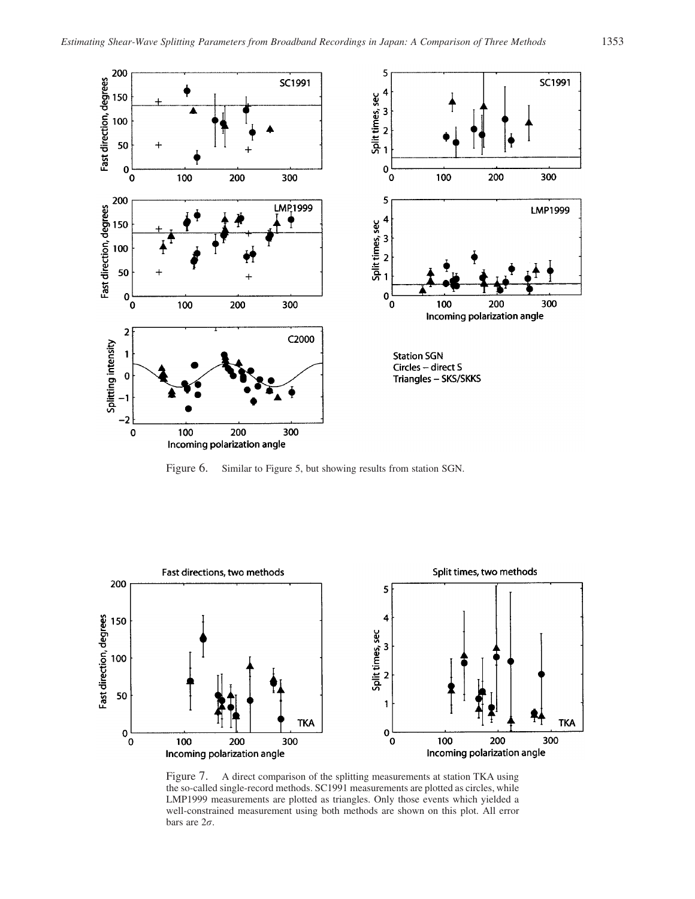Figure 6. Similar to Figure 5, but showing results from station SGN.

Figure 7. A direct comparison of the splitting measurements at station TKA using the so-called single-record methods. SC1991 measurements are plotted as circles, while LMP1999 measurements are plotted as triangles. Only those events which yielded a well-constrained measurement using both methods are shown on this plot. All error bars are $2\sigma$.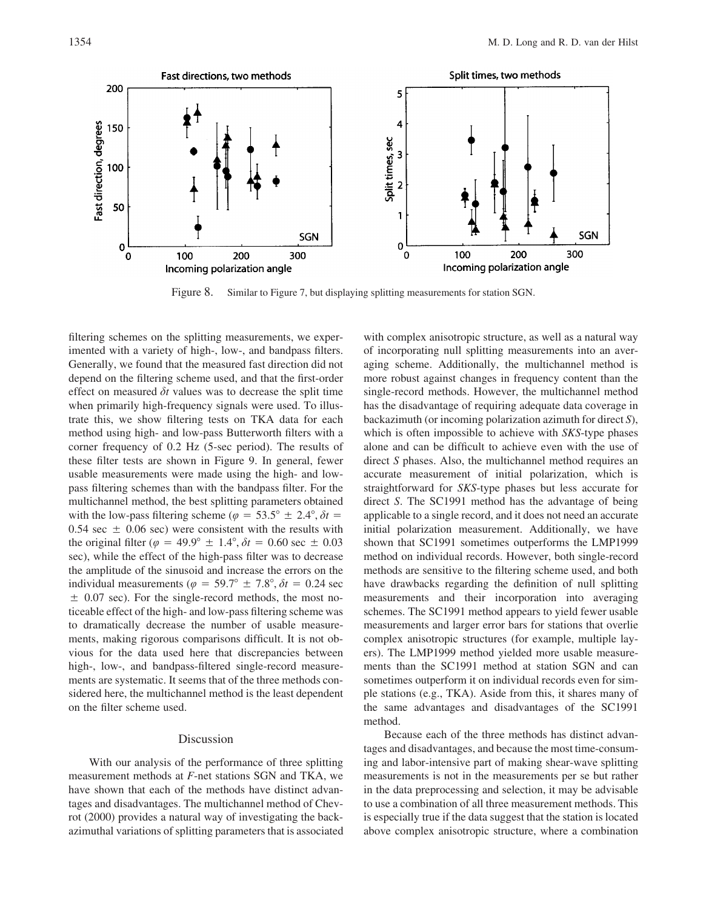Figure 8. Similar to Figure 7, but displaying splitting measurements for station SGN.

filtering schemes on the splitting measurements, we experimented with a variety of high-, low-, and bandpass filters. Generally, we found that the measured fast direction did not depend on the filtering scheme used, and that the first-order effect on measured $\delta t$ values was to decrease the split time when primarily high-frequency signals were used. To illustrate this, we show filtering tests on TKA data for each method using high- and low-pass Butterworth filters with a corner frequency of 0.2 Hz (5-sec period). The results of these filter tests are shown in Figure 9. In general, fewer usable measurements were made using the high- and low-pass filtering schemes than with the bandpass filter. For the multichannel method, the best splitting parameters obtained with the low-pass filtering scheme ($\varphi = 53.5° \pm 2.4°$, $\delta t =$ 0.54 sec $\pm$ 0.06 sec) were consistent with the results with the original filter ($\varphi = 49.9° \pm 1.4°$, $\delta t = 0.60$ sec $\pm$ 0.03 sec), while the effect of the high-pass filter was to decrease the amplitude of the sinusoid and increase the errors on the individual measurements ($\varphi = 59.7° \pm 7.8°$, $\delta t = 0.24$ sec $\pm$ 0.07 sec). For the single-record methods, the most noticeable effect of the high- and low-pass filtering scheme was to dramatically decrease the number of usable measurements, making rigorous comparisons difficult. It is not obvious for the data used here that discrepancies between high-, low-, and bandpass-filtered single-record measurements are systematic. It seems that of the three methods considered here, the multichannel method is the least dependent on the filter scheme used.

## Discussion

With our analysis of the performance of three splitting measurement methods at *F*-net stations SGN and TKA, we have shown that each of the methods have distinct advantages and disadvantages. The multichannel method of Chevrot (2000) provides a natural way of investigating the backazimuthal variations of splitting parameters that is associated with complex anisotropic structure, as well as a natural way of incorporating null splitting measurements into an averaging scheme. Additionally, the multichannel method is more robust against changes in frequency content than the single-record methods. However, the multichannel method has the disadvantage of requiring adequate data coverage in backazimuth (or incoming polarization azimuth for direct *S*), which is often impossible to achieve with *SKS*-type phases alone and can be difficult to achieve even with the use of direct *S* phases. Also, the multichannel method requires an accurate measurement of initial polarization, which is straightforward for *SKS*-type phases but less accurate for direct *S*. The SC1991 method has the advantage of being applicable to a single record, and it does not need an accurate initial polarization measurement. Additionally, we have shown that SC1991 sometimes outperforms the LMP1999 method on individual records. However, both single-record methods are sensitive to the filtering scheme used, and both have drawbacks regarding the definition of null splitting measurements and their incorporation into averaging schemes. The SC1991 method appears to yield fewer usable measurements and larger error bars for stations that overlie complex anisotropic structures (for example, multiple layers). The LMP1999 method yielded more usable measurements than the SC1991 method at station SGN and can sometimes outperform it on individual records even for simple stations (e.g., TKA). Aside from this, it shares many of the same advantages and disadvantages of the SC1991 method.

Because each of the three methods has distinct advantages and disadvantages, and because the most time-consuming and labor-intensive part of making shear-wave splitting measurements is not in the measurements per se but rather in the data preprocessing and selection, it may be advisable to use a combination of all three measurement methods. This is especially true if the data suggest that the station is located above complex anisotropic structure, where a combination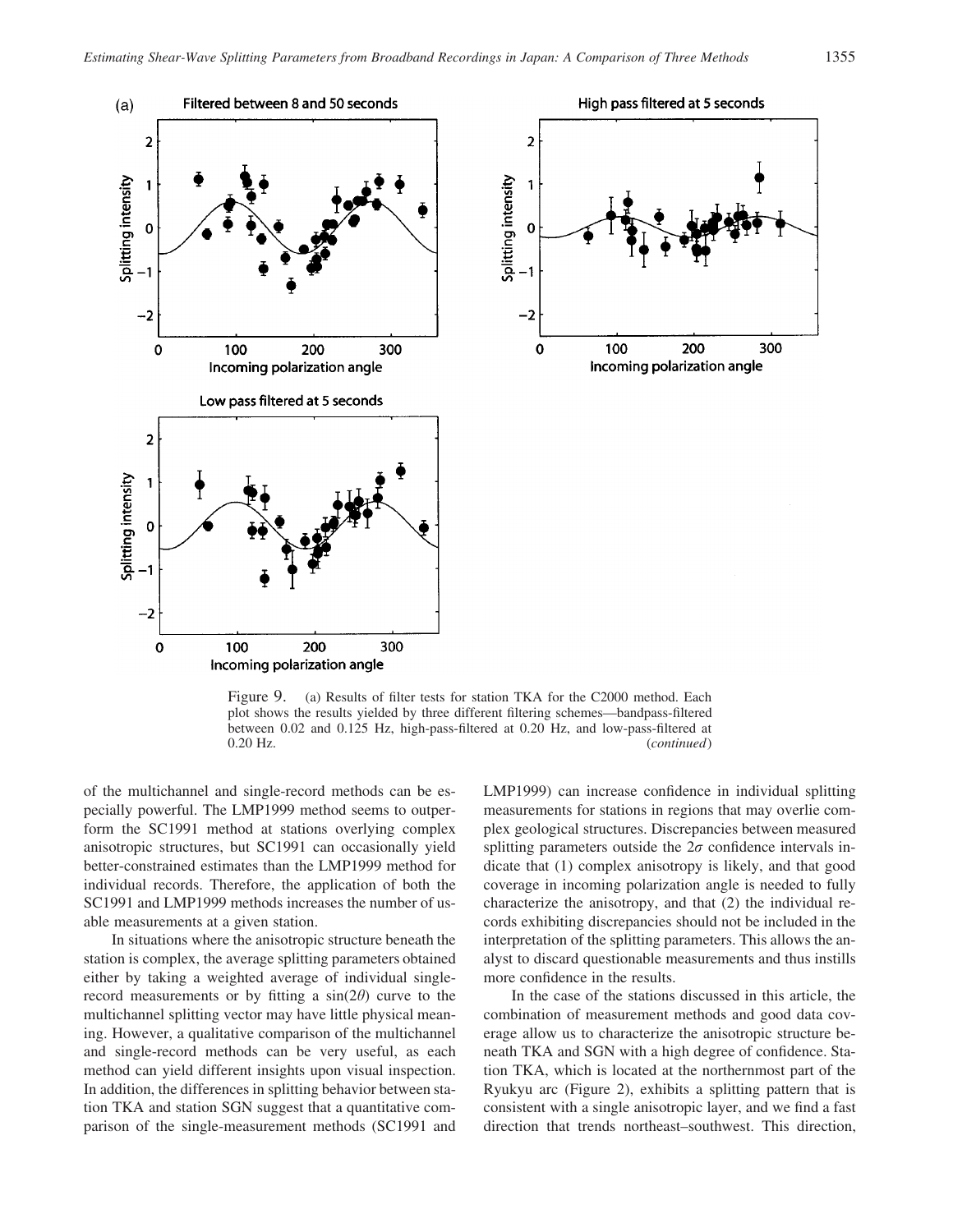Figure 9. (a) Results of filter tests for station TKA for the C2000 method. Each plot shows the results yielded by three different filtering schemes—bandpass-filtered between 0.02 and 0.125 Hz, high-pass-filtered at 0.20 Hz, and low-pass-filtered at 0.20 Hz. (*continued*)

of the multichannel and single-record methods can be especially powerful. The LMP1999 method seems to outperform the SC1991 method at stations overlying complex anisotropic structures, but SC1991 can occasionally yield better-constrained estimates than the LMP1999 method for individual records. Therefore, the application of both the SC1991 and LMP1999 methods increases the number of usable measurements at a given station.

In situations where the anisotropic structure beneath the station is complex, the average splitting parameters obtained either by taking a weighted average of individual single-record measurements or by fitting a $\sin(2\theta)$ curve to the multichannel splitting vector may have little physical meaning. However, a qualitative comparison of the multichannel and single-record methods can be very useful, as each method can yield different insights upon visual inspection. In addition, the differences in splitting behavior between station TKA and station SGN suggest that a quantitative comparison of the single-measurement methods (SC1991 and LMP1999) can increase confidence in individual splitting measurements for stations in regions that may overlie complex geological structures. Discrepancies between measured splitting parameters outside the $2\sigma$ confidence intervals indicate that (1) complex anisotropy is likely, and that good coverage in incoming polarization angle is needed to fully characterize the anisotropy, and that (2) the individual records exhibiting discrepancies should not be included in the interpretation of the splitting parameters. This allows the analyst to discard questionable measurements and thus instills more confidence in the results.

In the case of the stations discussed in this article, the combination of measurement methods and good data coverage allow us to characterize the anisotropic structure beneath TKA and SGN with a high degree of confidence. Station TKA, which is located at the northernmost part of the Ryukyu arc (Figure 2), exhibits a splitting pattern that is consistent with a single anisotropic layer, and we find a fast direction that trends northeast–southwest. This direction,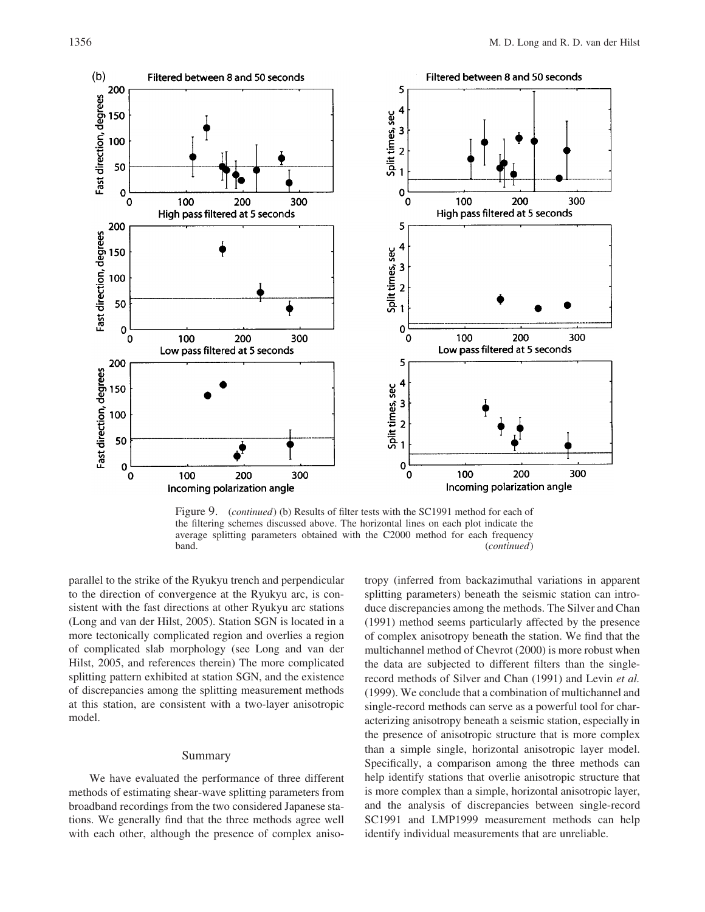Figure 9. (*continued*) (b) Results of filter tests with the SC1991 method for each of the filtering schemes discussed above. The horizontal lines on each plot indicate the average splitting parameters obtained with the C2000 method for each frequency band. (*continued*)

parallel to the strike of the Ryukyu trench and perpendicular to the direction of convergence at the Ryukyu arc, is consistent with the fast directions at other Ryukyu arc stations (Long and van der Hilst, 2005). Station SGN is located in a more tectonically complicated region and overlies a region of complicated slab morphology (see Long and van der Hilst, 2005, and references therein) The more complicated splitting pattern exhibited at station SGN, and the existence of discrepancies among the splitting measurement methods at this station, are consistent with a two-layer anisotropic model.

## Summary

We have evaluated the performance of three different methods of estimating shear-wave splitting parameters from broadband recordings from the two considered Japanese stations. We generally find that the three methods agree well with each other, although the presence of complex anisotropy (inferred from backazimuthal variations in apparent splitting parameters) beneath the seismic station can introduce discrepancies among the methods. The Silver and Chan (1991) method seems particularly affected by the presence of complex anisotropy beneath the station. We find that the multichannel method of Chevrot (2000) is more robust when the data are subjected to different filters than the single-record methods of Silver and Chan (1991) and Levin *et al.* (1999). We conclude that a combination of multichannel and single-record methods can serve as a powerful tool for characterizing anisotropy beneath a seismic station, especially in the presence of anisotropic structure that is more complex than a simple single, horizontal anisotropic layer model. Specifically, a comparison among the three methods can help identify stations that overlie anisotropic structure that is more complex than a simple, horizontal anisotropic layer, and the analysis of discrepancies between single-record SC1991 and LMP1999 measurement methods can help identify individual measurements that are unreliable.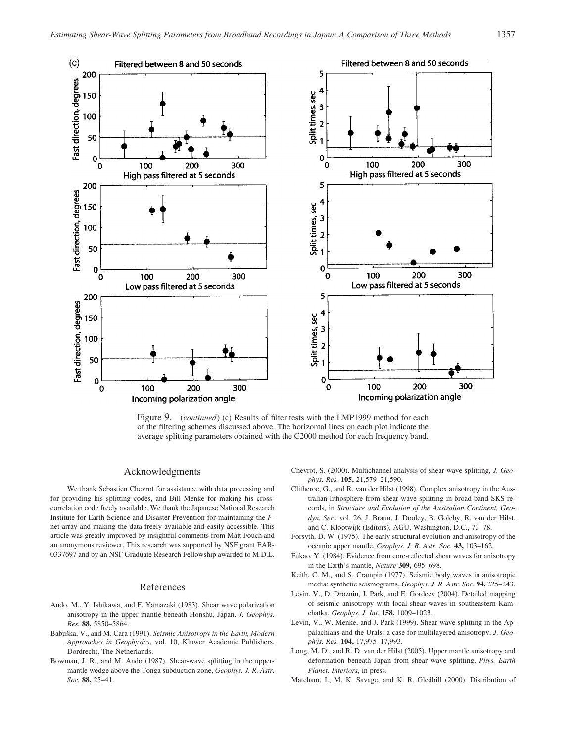Figure 9. (*continued*) (c) Results of filter tests with the LMP1999 method for each of the filtering schemes discussed above. The horizontal lines on each plot indicate the average splitting parameters obtained with the C2000 method for each frequency band.

## Acknowledgments

We thank Sebastien Chevrot for assistance with data processing and for providing his splitting codes, and Bill Menke for making his cross-correlation code freely available. We thank the Japanese National Research Institute for Earth Science and Disaster Prevention for maintaining the *F*-net array and making the data freely available and easily accessible. This article was greatly improved by insightful comments from Matt Fouch and an anonymous reviewer. This research was supported by NSF grant EAR-0337697 and by an NSF Graduate Research Fellowship awarded to M.D.L.

## References

Ando, M., Y. Ishikawa, and F. Yamazaki (1983). Shear wave polarization anisotropy in the upper mantle beneath Honshu, Japan. *J. Geophys. Res.* **88,** 5850–5864.

Babuška, V., and M. Cara (1991). *Seismic Anisotropy in the Earth, Modern Approaches in Geophysics*, vol. 10, Kluwer Academic Publishers, Dordrecht, The Netherlands.

Bowman, J. R., and M. Ando (1987). Shear-wave splitting in the upper-mantle wedge above the Tonga subduction zone, *Geophys. J. R. Astr. Soc.* **88,** 25–41.

Chevrot, S. (2000). Multichannel analysis of shear wave splitting, *J. Geophys. Res.* **105,** 21,579–21,590.

Clitheroe, G., and R. van der Hilst (1998). Complex anisotropy in the Australian lithosphere from shear-wave splitting in broad-band SKS records, in *Structure and Evolution of the Australian Continent, Geodyn. Ser.*, vol. 26, J. Braun, J. Dooley, B. Goleby, R. van der Hilst, and C. Klootwijk (Editors), AGU, Washington, D.C., 73–78.

Forsyth, D. W. (1975). The early structural evolution and anisotropy of the oceanic upper mantle, *Geophys. J. R. Astr. Soc.* **43,** 103–162.

Fukao, Y. (1984). Evidence from core-reflected shear waves for anisotropy in the Earth's mantle, *Nature* **309,** 695–698.

Keith, C. M., and S. Crampin (1977). Seismic body waves in anisotropic media: synthetic seismograms, *Geophys. J. R. Astr. Soc.* **94,** 225–243.

Levin, V., D. Droznin, J. Park, and E. Gordeev (2004). Detailed mapping of seismic anisotropy with local shear waves in southeastern Kamchatka, *Geophys. J. Int.* **158,** 1009–1023.

Levin, V., W. Menke, and J. Park (1999). Shear wave splitting in the Appalachians and the Urals: a case for multilayered anisotropy, *J. Geophys. Res.* **104,** 17,975–17,993.

Long, M. D., and R. D. van der Hilst (2005). Upper mantle anisotropy and deformation beneath Japan from shear wave splitting, *Phys. Earth Planet. Interiors*, in press.

Matcham, I., M. K. Savage, and K. R. Gledhill (2000). Distribution of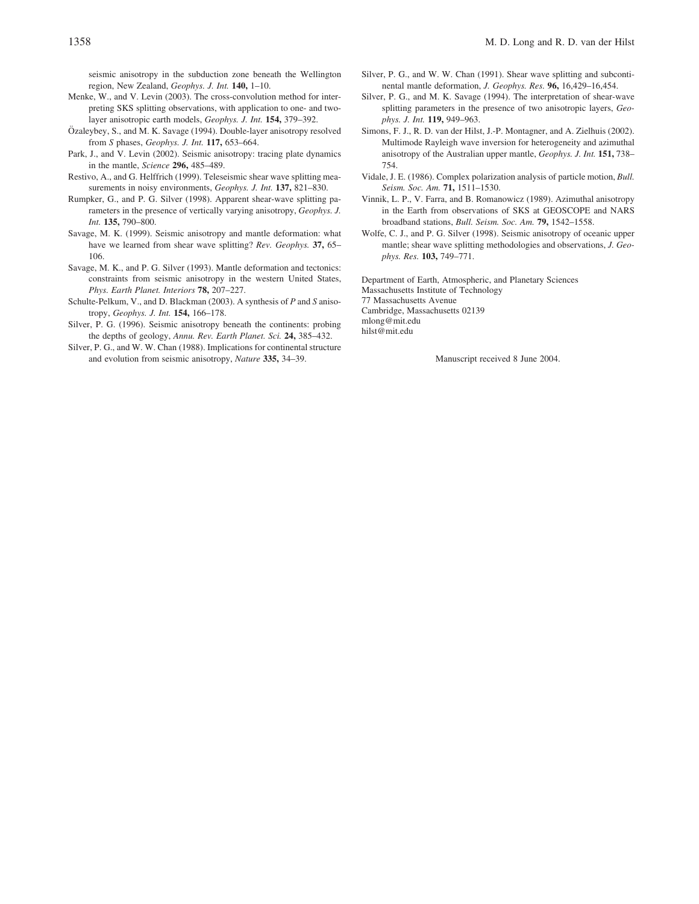seismic anisotropy in the subduction zone beneath the Wellington region, New Zealand, *Geophys. J. Int.* **140,** 1–10.

Menke, W., and V. Levin (2003). The cross-convolution method for interpreting SKS splitting observations, with application to one- and two-layer anisotropic earth models, *Geophys. J. Int.* **154,** 379–392.

Özaleybey, S., and M. K. Savage (1994). Double-layer anisotropy resolved from *S* phases, *Geophys. J. Int.* **117,** 653–664.

Park, J., and V. Levin (2002). Seismic anisotropy: tracing plate dynamics in the mantle, *Science* **296,** 485–489.

Restivo, A., and G. Helffrich (1999). Teleseismic shear wave splitting measurements in noisy environments, *Geophys. J. Int.* **137,** 821–830.

Rumpker, G., and P. G. Silver (1998). Apparent shear-wave splitting parameters in the presence of vertically varying anisotropy, *Geophys. J. Int.* **135,** 790–800.

Savage, M. K. (1999). Seismic anisotropy and mantle deformation: what have we learned from shear wave splitting? *Rev. Geophys.* **37,** 65–106.

Savage, M. K., and P. G. Silver (1993). Mantle deformation and tectonics: constraints from seismic anisotropy in the western United States, *Phys. Earth Planet. Interiors* **78,** 207–227.

Schulte-Pelkum, V., and D. Blackman (2003). A synthesis of *P* and *S* anisotropy, *Geophys. J. Int.* **154,** 166–178.

Silver, P. G. (1996). Seismic anisotropy beneath the continents: probing the depths of geology, *Annu. Rev. Earth Planet. Sci.* **24,** 385–432.

Silver, P. G., and W. W. Chan (1988). Implications for continental structure and evolution from seismic anisotropy, *Nature* **335,** 34–39.

Silver, P. G., and W. W. Chan (1991). Shear wave splitting and subcontinental mantle deformation, *J. Geophys. Res.* **96,** 16,429–16,454.

Silver, P. G., and M. K. Savage (1994). The interpretation of shear-wave splitting parameters in the presence of two anisotropic layers, *Geophys. J. Int.* **119,** 949–963.

Simons, F. J., R. D. van der Hilst, J.-P. Montagner, and A. Zielhuis (2002). Multimode Rayleigh wave inversion for heterogeneity and azimuthal anisotropy of the Australian upper mantle, *Geophys. J. Int.* **151,** 738–754.

Vidale, J. E. (1986). Complex polarization analysis of particle motion, *Bull. Seism. Soc. Am.* **71,** 1511–1530.

Vinnik, L. P., V. Farra, and B. Romanowicz (1989). Azimuthal anisotropy in the Earth from observations of SKS at GEOSCOPE and NARS broadband stations, *Bull. Seism. Soc. Am.* **79,** 1542–1558.

Wolfe, C. J., and P. G. Silver (1998). Seismic anisotropy of oceanic upper mantle; shear wave splitting methodologies and observations, *J. Geophys. Res.* **103,** 749–771.

Department of Earth, Atmospheric, and Planetary Sciences
Massachusetts Institute of Technology
77 Massachusetts Avenue
Cambridge, Massachusetts 02139
mlong@mit.edu
hilst@mit.edu

Manuscript received 8 June 2004.